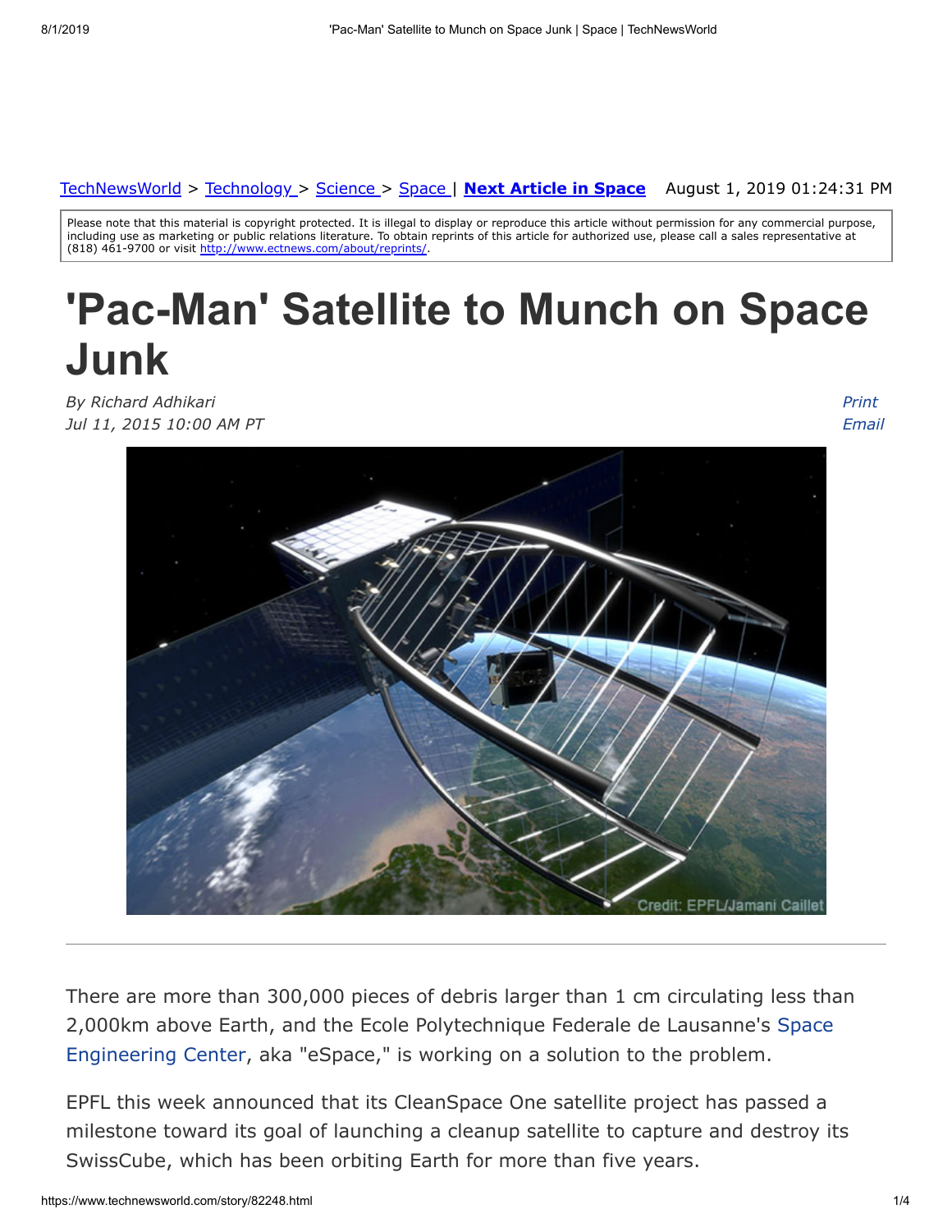TechNewsWorld > Technology > Science > Space | **Next Article in Space** August 1, 2019 01:24:31 PM

Please note that this material is copyright protected. It is illegal to display or reproduce this article without permission for any commercial purpose, including use as marketing or public relations literature. To obtain reprints of this article for authorized use, please call a sales representative at (818) 461-9700 or visit http://www.ectnews.com/about/reprints/.

# 'Pac-Man' Satellite to Munch on Space Junk

*By Richard Adhikari*
*Jul 11, 2015 10:00 AM PT*

Print
Email

Credit: EPFL/Jamani Caillet

---

There are more than 300,000 pieces of debris larger than 1 cm circulating less than 2,000km above Earth, and the Ecole Polytechnique Federale de Lausanne's Space Engineering Center, aka "eSpace," is working on a solution to the problem.

EPFL this week announced that its CleanSpace One satellite project has passed a milestone toward its goal of launching a cleanup satellite to capture and destroy its SwissCube, which has been orbiting Earth for more than five years.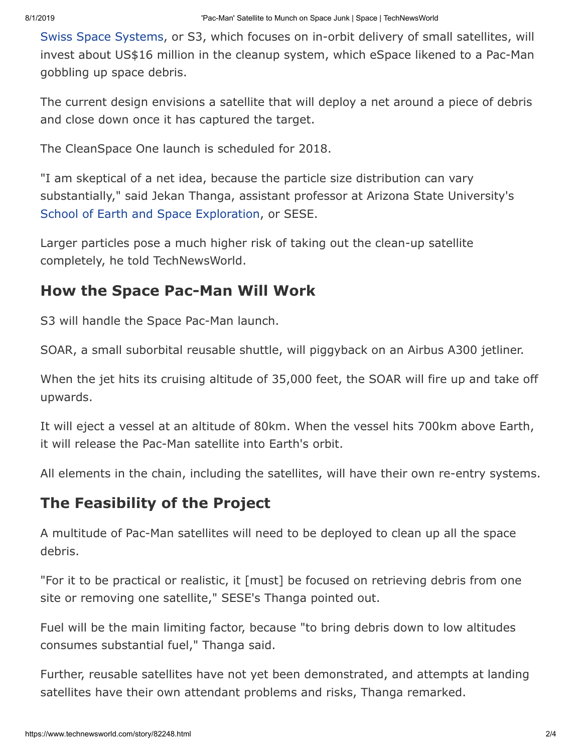Swiss Space Systems, or S3, which focuses on in-orbit delivery of small satellites, will invest about US$16 million in the cleanup system, which eSpace likened to a Pac-Man gobbling up space debris.

The current design envisions a satellite that will deploy a net around a piece of debris and close down once it has captured the target.

The CleanSpace One launch is scheduled for 2018.

"I am skeptical of a net idea, because the particle size distribution can vary substantially," said Jekan Thanga, assistant professor at Arizona State University's School of Earth and Space Exploration, or SESE.

Larger particles pose a much higher risk of taking out the clean-up satellite completely, he told TechNewsWorld.

## How the Space Pac-Man Will Work

S3 will handle the Space Pac-Man launch.

SOAR, a small suborbital reusable shuttle, will piggyback on an Airbus A300 jetliner.

When the jet hits its cruising altitude of 35,000 feet, the SOAR will fire up and take off upwards.

It will eject a vessel at an altitude of 80km. When the vessel hits 700km above Earth, it will release the Pac-Man satellite into Earth's orbit.

All elements in the chain, including the satellites, will have their own re-entry systems.

## The Feasibility of the Project

A multitude of Pac-Man satellites will need to be deployed to clean up all the space debris.

"For it to be practical or realistic, it [must] be focused on retrieving debris from one site or removing one satellite," SESE's Thanga pointed out.

Fuel will be the main limiting factor, because "to bring debris down to low altitudes consumes substantial fuel," Thanga said.

Further, reusable satellites have not yet been demonstrated, and attempts at landing satellites have their own attendant problems and risks, Thanga remarked.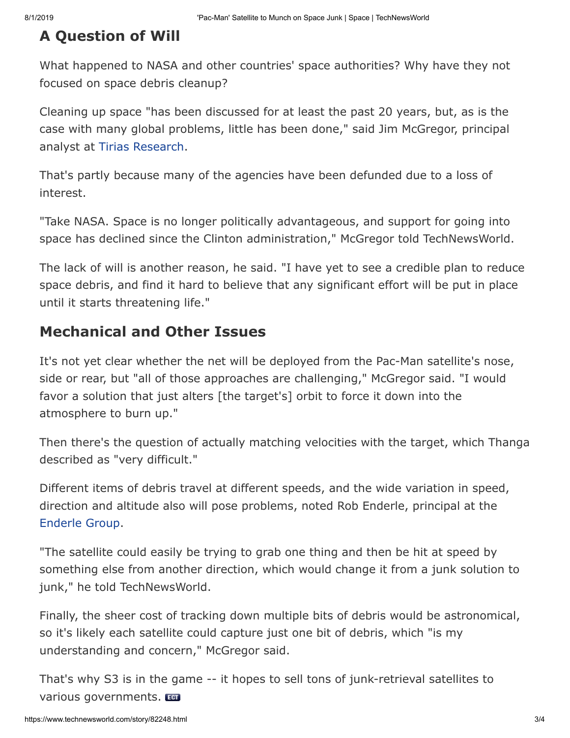## A Question of Will

What happened to NASA and other countries' space authorities? Why have they not focused on space debris cleanup?

Cleaning up space "has been discussed for at least the past 20 years, but, as is the case with many global problems, little has been done," said Jim McGregor, principal analyst at Tirias Research.

That's partly because many of the agencies have been defunded due to a loss of interest.

"Take NASA. Space is no longer politically advantageous, and support for going into space has declined since the Clinton administration," McGregor told TechNewsWorld.

The lack of will is another reason, he said. "I have yet to see a credible plan to reduce space debris, and find it hard to believe that any significant effort will be put in place until it starts threatening life."

## Mechanical and Other Issues

It's not yet clear whether the net will be deployed from the Pac-Man satellite's nose, side or rear, but "all of those approaches are challenging," McGregor said. "I would favor a solution that just alters [the target's] orbit to force it down into the atmosphere to burn up."

Then there's the question of actually matching velocities with the target, which Thanga described as "very difficult."

Different items of debris travel at different speeds, and the wide variation in speed, direction and altitude also will pose problems, noted Rob Enderle, principal at the Enderle Group.

"The satellite could easily be trying to grab one thing and then be hit at speed by something else from another direction, which would change it from a junk solution to junk," he told TechNewsWorld.

Finally, the sheer cost of tracking down multiple bits of debris would be astronomical, so it's likely each satellite could capture just one bit of debris, which "is my understanding and concern," McGregor said.

That's why S3 is in the game -- it hopes to sell tons of junk-retrieval satellites to various governments.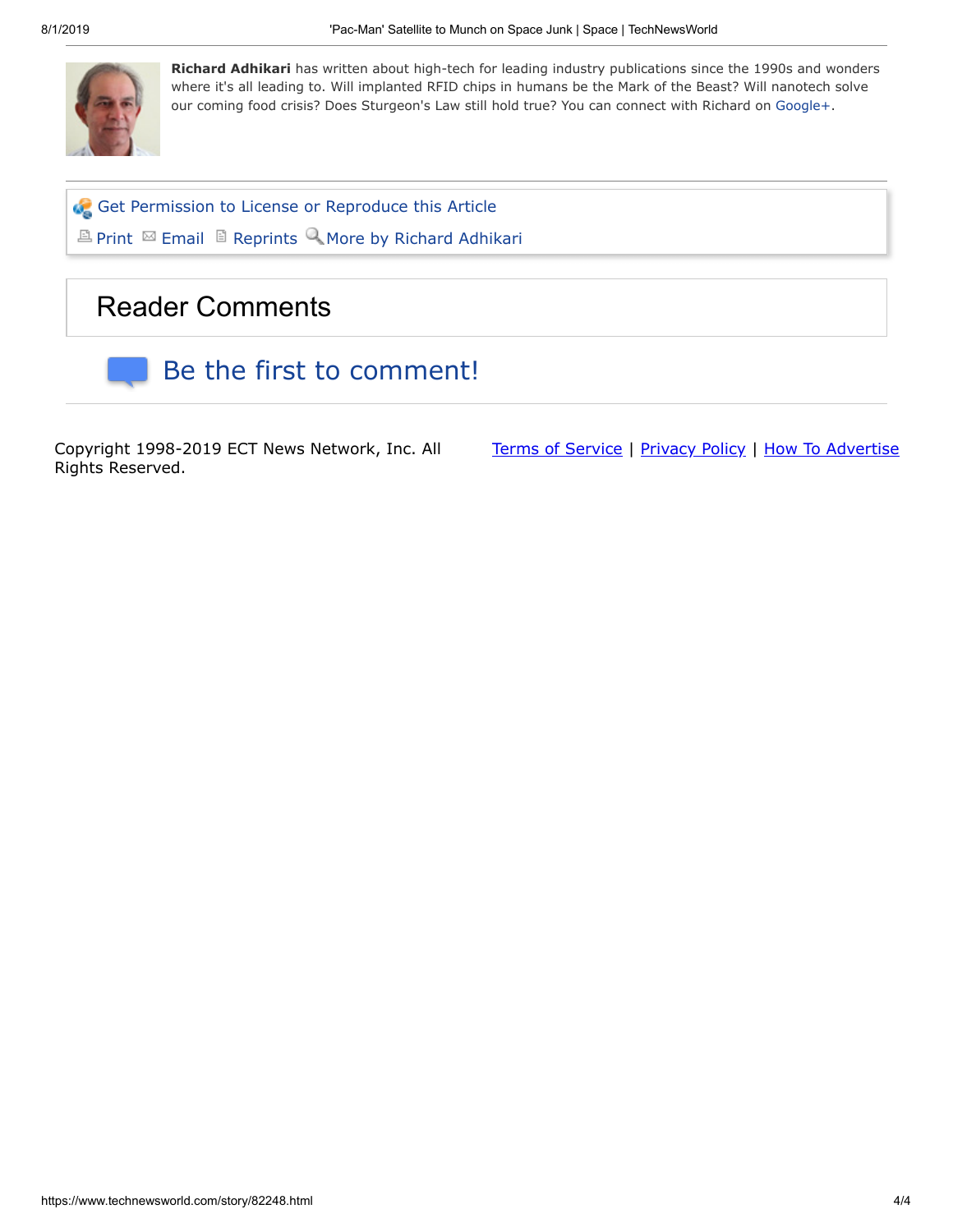**Richard Adhikari** has written about high-tech for leading industry publications since the 1990s and wonders where it's all leading to. Will implanted RFID chips in humans be the Mark of the Beast? Will nanotech solve our coming food crisis? Does Sturgeon's Law still hold true? You can connect with Richard on Google+.

Get Permission to License or Reproduce this Article

Print Email Reprints More by Richard Adhikari

## Reader Comments

Be the first to comment!

Copyright 1998-2019 ECT News Network, Inc. All Rights Reserved.

Terms of Service | Privacy Policy | How To Advertise